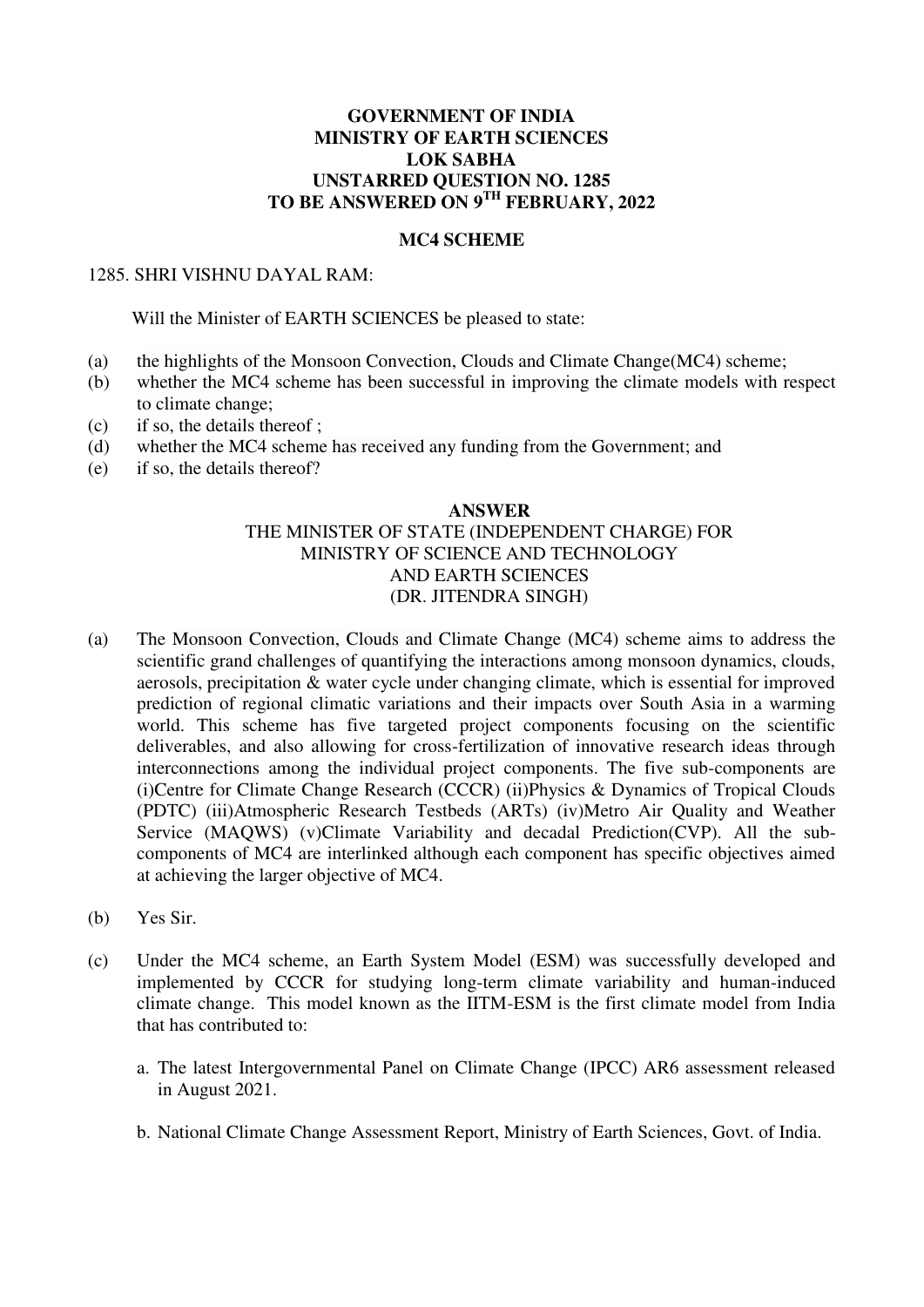**GOVERNMENT OF INDIA**
**MINISTRY OF EARTH SCIENCES**
**LOK SABHA**
**UNSTARRED QUESTION NO. 1285**
**TO BE ANSWERED ON 9TH FEBRUARY, 2022**

**MC4 SCHEME**

1285. SHRI VISHNU DAYAL RAM:

Will the Minister of EARTH SCIENCES be pleased to state:

(a) the highlights of the Monsoon Convection, Clouds and Climate Change(MC4) scheme;
(b) whether the MC4 scheme has been successful in improving the climate models with respect to climate change;
(c) if so, the details thereof ;
(d) whether the MC4 scheme has received any funding from the Government; and
(e) if so, the details thereof?

**ANSWER**

THE MINISTER OF STATE (INDEPENDENT CHARGE) FOR
MINISTRY OF SCIENCE AND TECHNOLOGY
AND EARTH SCIENCES
(DR. JITENDRA SINGH)

(a) The Monsoon Convection, Clouds and Climate Change (MC4) scheme aims to address the scientific grand challenges of quantifying the interactions among monsoon dynamics, clouds, aerosols, precipitation & water cycle under changing climate, which is essential for improved prediction of regional climatic variations and their impacts over South Asia in a warming world. This scheme has five targeted project components focusing on the scientific deliverables, and also allowing for cross-fertilization of innovative research ideas through interconnections among the individual project components. The five sub-components are (i)Centre for Climate Change Research (CCCR) (ii)Physics & Dynamics of Tropical Clouds (PDTC) (iii)Atmospheric Research Testbeds (ARTs) (iv)Metro Air Quality and Weather Service (MAQWS) (v)Climate Variability and decadal Prediction(CVP). All the sub-components of MC4 are interlinked although each component has specific objectives aimed at achieving the larger objective of MC4.

(b) Yes Sir.

(c) Under the MC4 scheme, an Earth System Model (ESM) was successfully developed and implemented by CCCR for studying long-term climate variability and human-induced climate change. This model known as the IITM-ESM is the first climate model from India that has contributed to:

a. The latest Intergovernmental Panel on Climate Change (IPCC) AR6 assessment released in August 2021.

b. National Climate Change Assessment Report, Ministry of Earth Sciences, Govt. of India.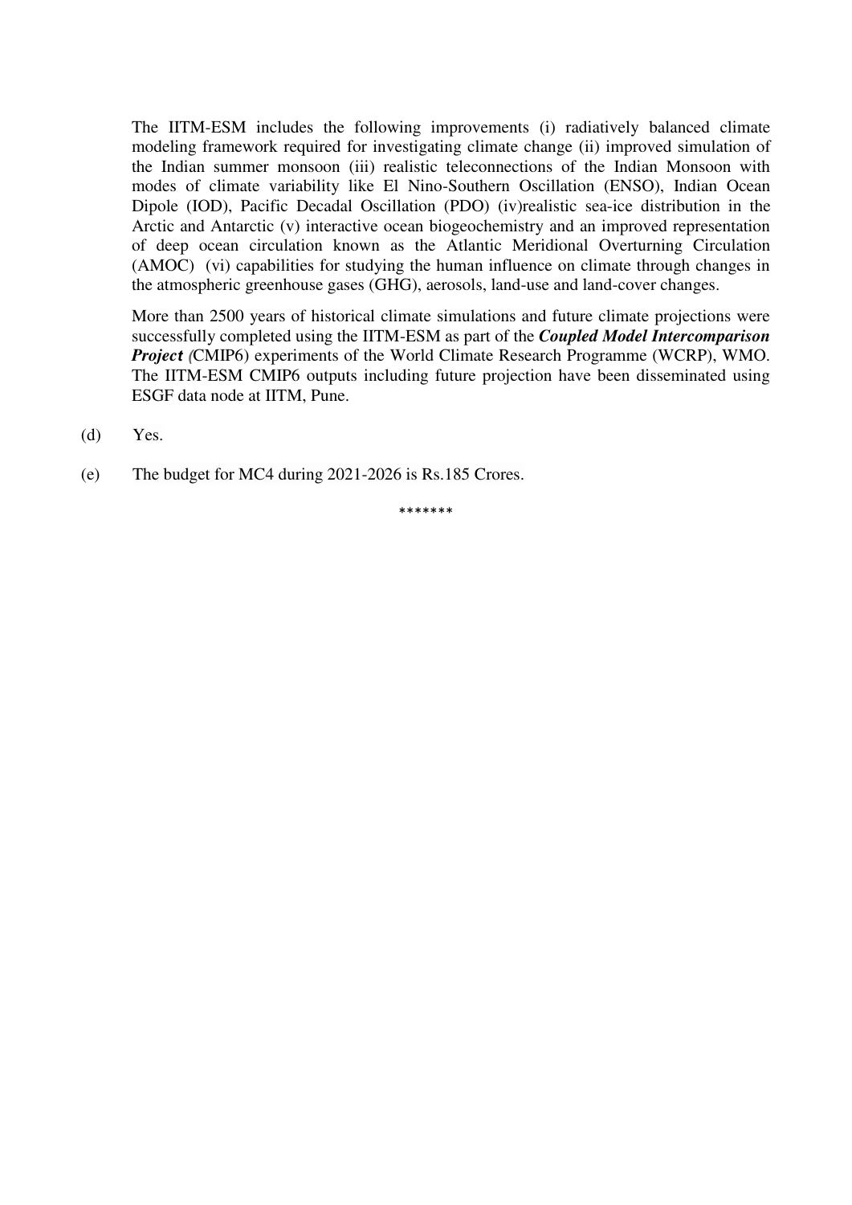The IITM-ESM includes the following improvements (i) radiatively balanced climate modeling framework required for investigating climate change (ii) improved simulation of the Indian summer monsoon (iii) realistic teleconnections of the Indian Monsoon with modes of climate variability like El Nino-Southern Oscillation (ENSO), Indian Ocean Dipole (IOD), Pacific Decadal Oscillation (PDO) (iv)realistic sea-ice distribution in the Arctic and Antarctic (v) interactive ocean biogeochemistry and an improved representation of deep ocean circulation known as the Atlantic Meridional Overturning Circulation (AMOC) (vi) capabilities for studying the human influence on climate through changes in the atmospheric greenhouse gases (GHG), aerosols, land-use and land-cover changes.

More than 2500 years of historical climate simulations and future climate projections were successfully completed using the IITM-ESM as part of the ***Coupled Model Intercomparison Project*** *(*CMIP6) experiments of the World Climate Research Programme (WCRP), WMO. The IITM-ESM CMIP6 outputs including future projection have been disseminated using ESGF data node at IITM, Pune.

(d) Yes.

(e) The budget for MC4 during 2021-2026 is Rs.185 Crores.

*******